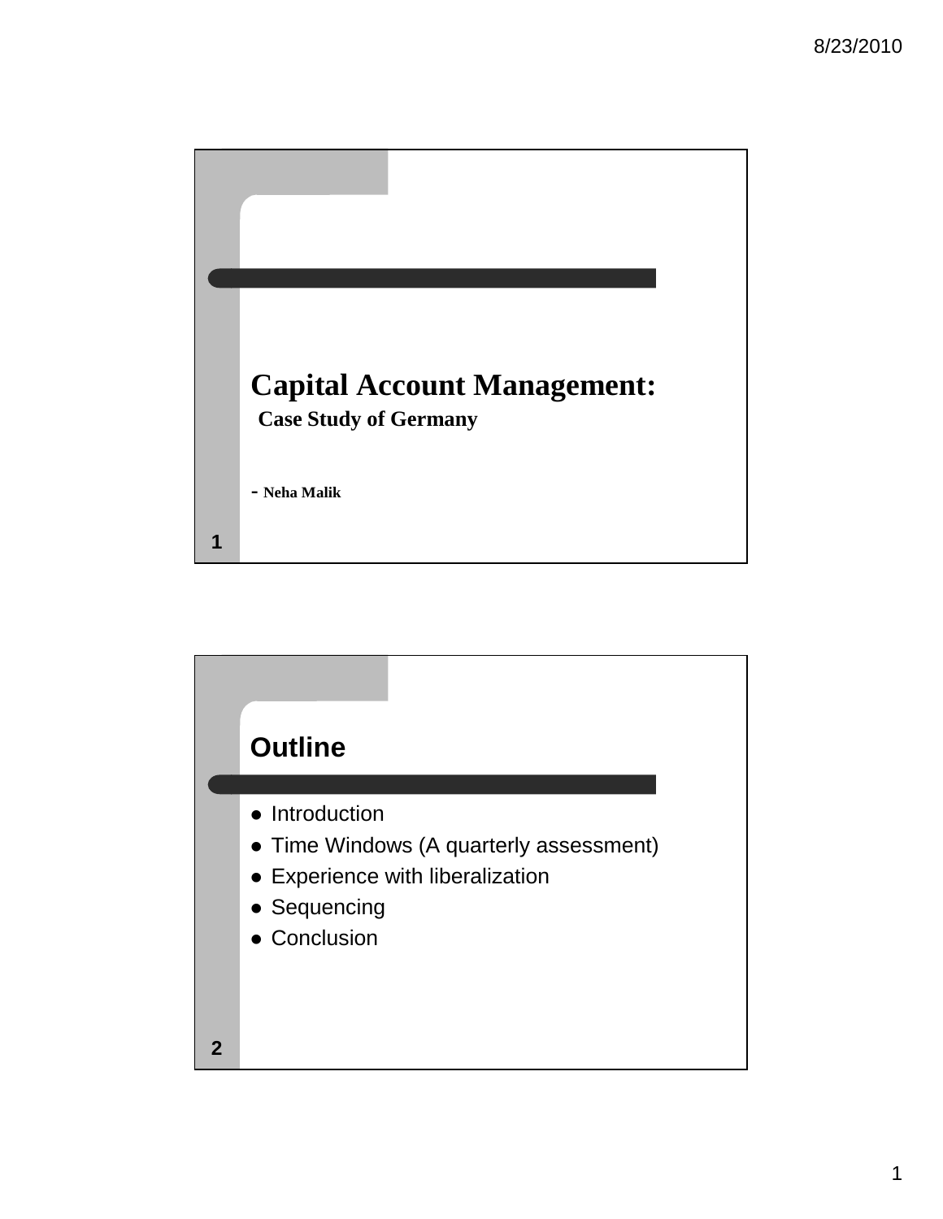# Capital Account Management:

**Case Study of Germany**

- **Neha Malik**

## Outline

- Introduction
- Time Windows (A quarterly assessment)
- Experience with liberalization
- Sequencing
- Conclusion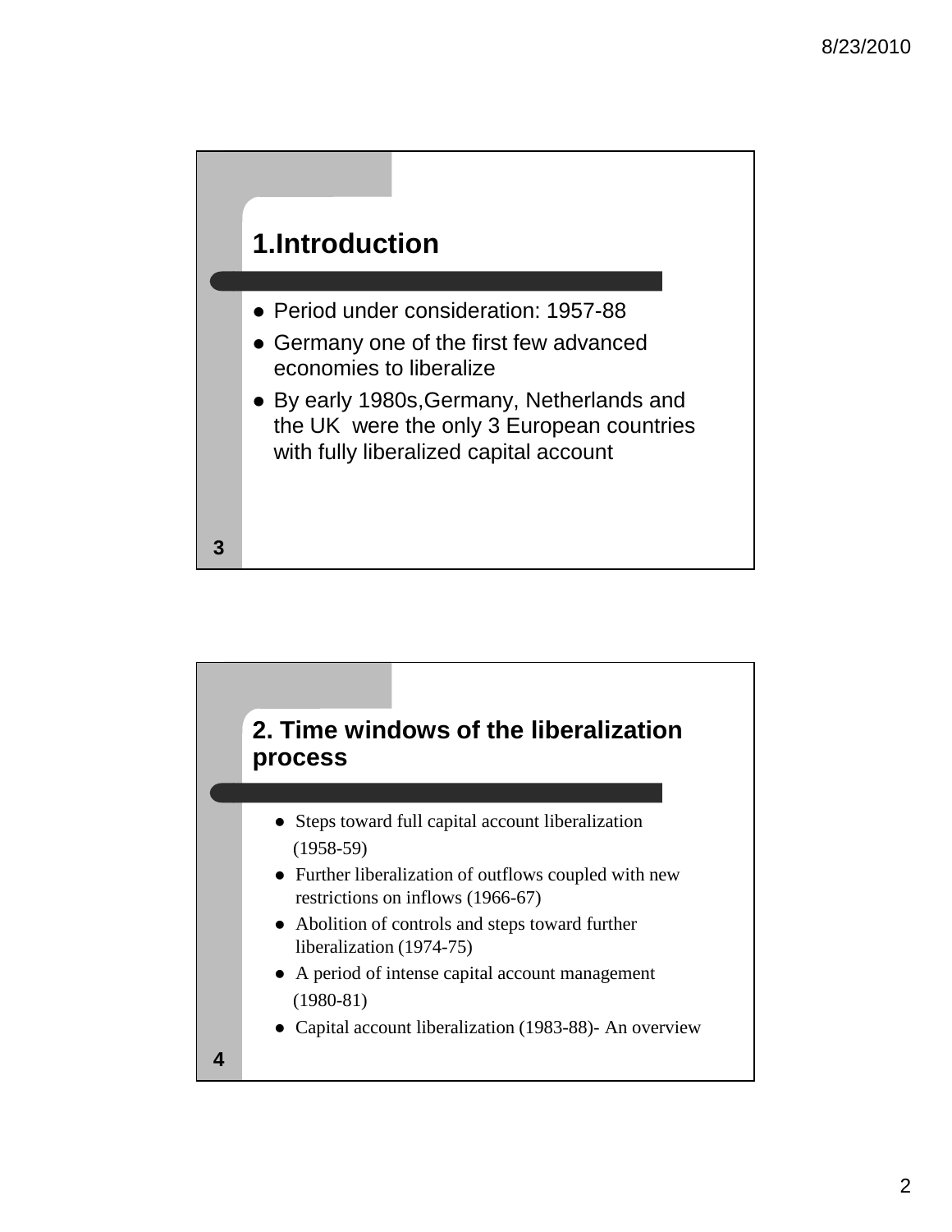## 1.Introduction

- Period under consideration: 1957-88
- Germany one of the first few advanced economies to liberalize
- By early 1980s,Germany, Netherlands and the UK were the only 3 European countries with fully liberalized capital account

## 2. Time windows of the liberalization process

- Steps toward full capital account liberalization (1958-59)
- Further liberalization of outflows coupled with new restrictions on inflows (1966-67)
- Abolition of controls and steps toward further liberalization (1974-75)
- A period of intense capital account management (1980-81)
- Capital account liberalization (1983-88)- An overview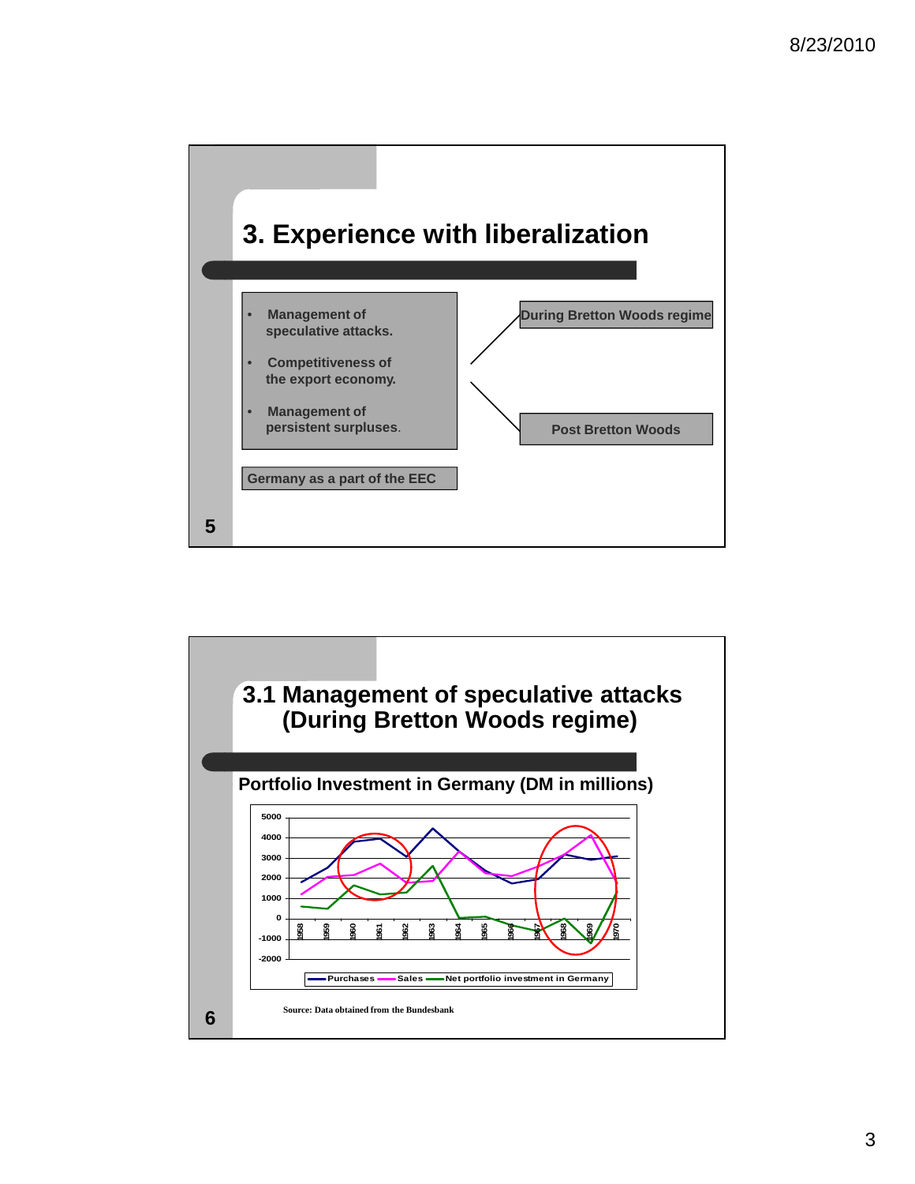# 3. Experience with liberalization

- Management of speculative attacks.
- Competitiveness of the export economy.
- Management of persistent surpluses.

During Bretton Woods regime

Post Bretton Woods

Germany as a part of the EEC

# 3.1 Management of speculative attacks (During Bretton Woods regime)

**Portfolio Investment in Germany (DM in millions)**

Y-axis: 5000, 4000, 3000, 2000, 1000, 0, -1000, -2000

X-axis: 1958, 1959, 1960, 1961, 1962, 1963, 1964, 1965, 1966, 1967, 1968, 1969, 1970

Legend: Purchases, Sales, Net portfolio investment in Germany

Source: Data obtained from the Bundesbank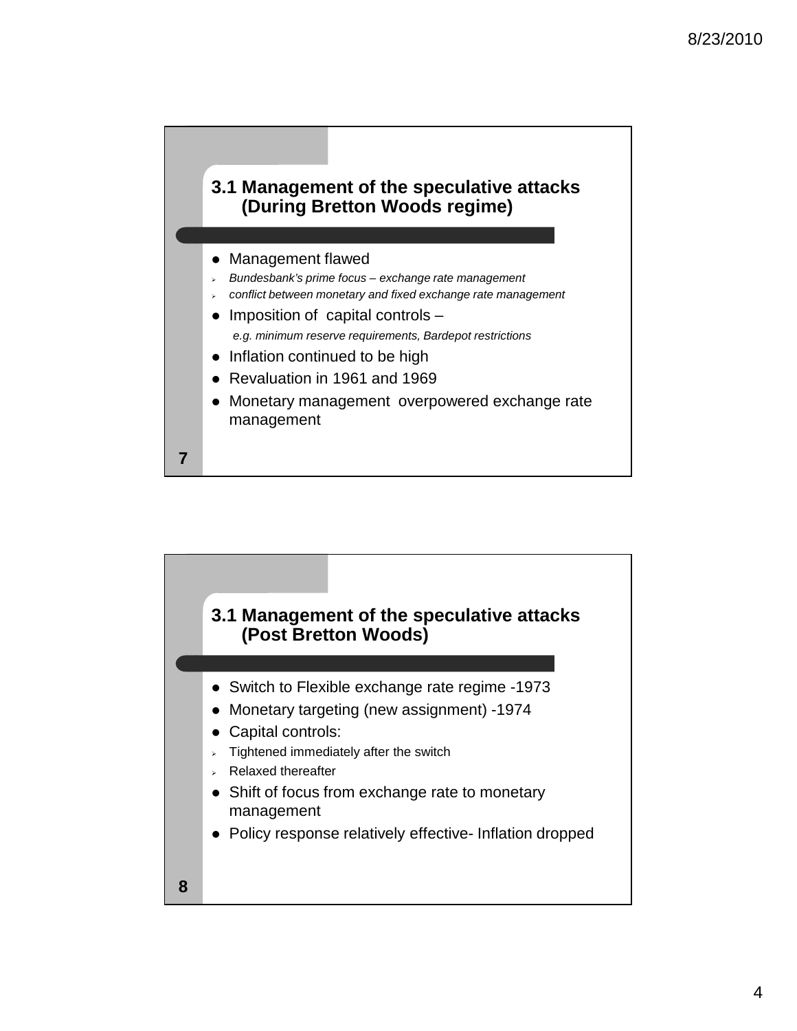## 3.1 Management of the speculative attacks (During Bretton Woods regime)

- Management flawed
  - *Bundesbank's prime focus – exchange rate management*
  - *conflict between monetary and fixed exchange rate management*
- Imposition of capital controls –
  *e.g. minimum reserve requirements, Bardepot restrictions*
- Inflation continued to be high
- Revaluation in 1961 and 1969
- Monetary management overpowered exchange rate management

## 3.1 Management of the speculative attacks (Post Bretton Woods)

- Switch to Flexible exchange rate regime -1973
- Monetary targeting (new assignment) -1974
- Capital controls:
  - Tightened immediately after the switch
  - Relaxed thereafter
- Shift of focus from exchange rate to monetary management
- Policy response relatively effective- Inflation dropped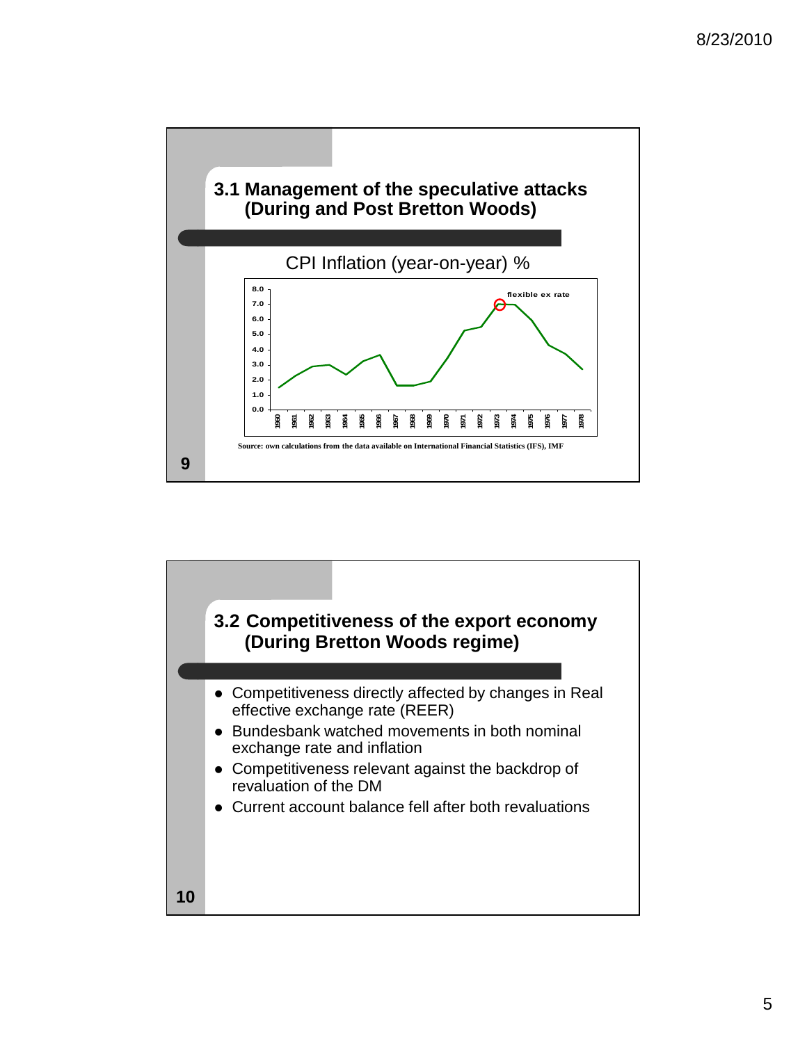## 3.1 Management of the speculative attacks (During and Post Bretton Woods)

CPI Inflation (year-on-year) %

flexible ex rate

Source: own calculations from the data available on International Financial Statistics (IFS), IMF

## 3.2 Competitiveness of the export economy (During Bretton Woods regime)

- Competitiveness directly affected by changes in Real effective exchange rate (REER)
- Bundesbank watched movements in both nominal exchange rate and inflation
- Competitiveness relevant against the backdrop of revaluation of the DM
- Current account balance fell after both revaluations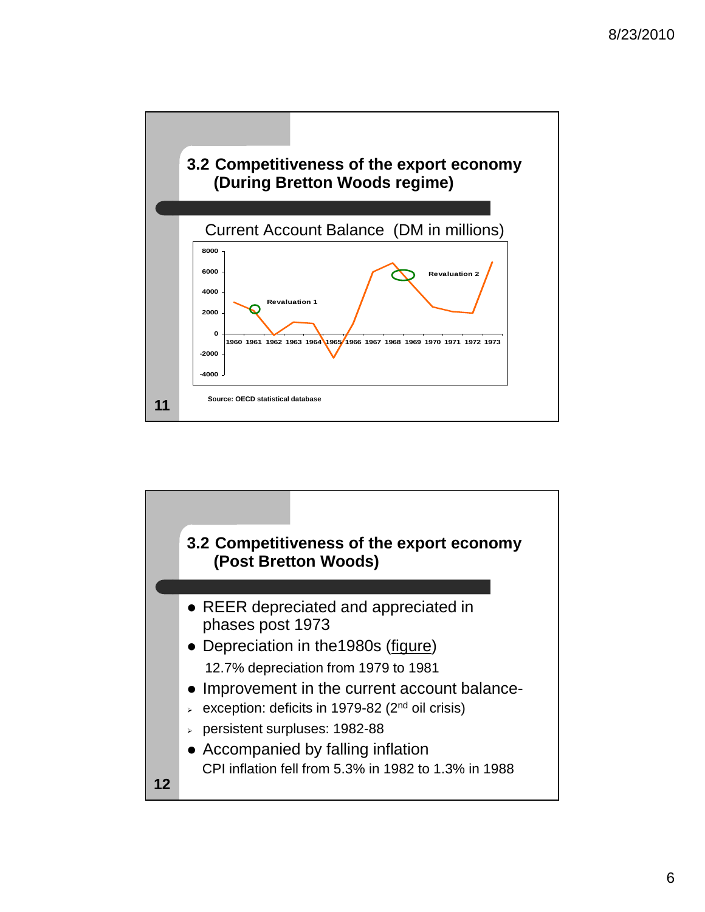## 3.2 Competitiveness of the export economy (During Bretton Woods regime)

Current Account Balance (DM in millions)

Source: OECD statistical database

## 3.2 Competitiveness of the export economy (Post Bretton Woods)

- REER depreciated and appreciated in phases post 1973
- Depreciation in the1980s (figure)
  - 12.7% depreciation from 1979 to 1981
- Improvement in the current account balance-
  - exception: deficits in 1979-82 (2nd oil crisis)
  - persistent surpluses: 1982-88
- Accompanied by falling inflation
  - CPI inflation fell from 5.3% in 1982 to 1.3% in 1988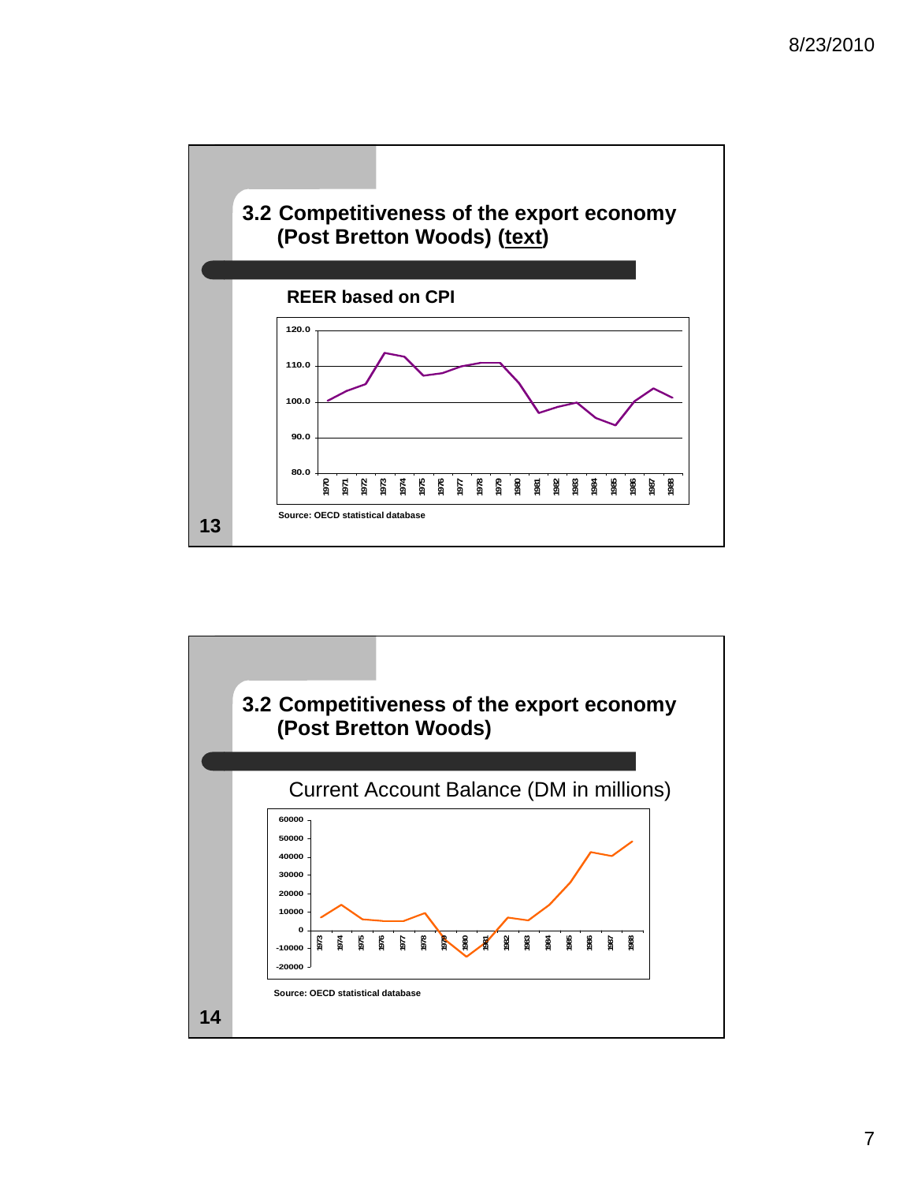## 3.2 Competitiveness of the export economy (Post Bretton Woods) (text)

**REER based on CPI**

**Source: OECD statistical database**

## 3.2 Competitiveness of the export economy (Post Bretton Woods)

Current Account Balance (DM in millions)

**Source: OECD statistical database**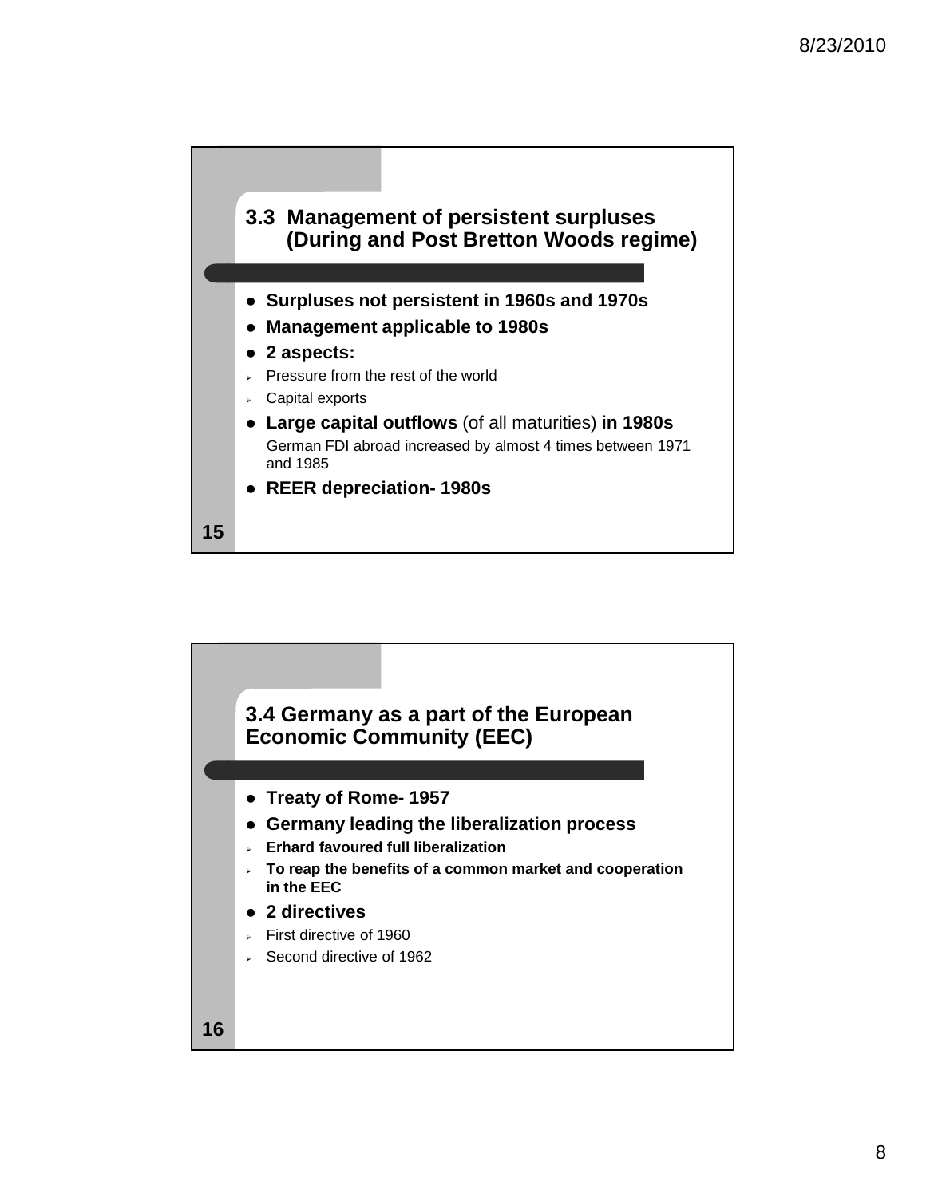## 3.3 Management of persistent surpluses (During and Post Bretton Woods regime)

- **Surpluses not persistent in 1960s and 1970s**
- **Management applicable to 1980s**
- **2 aspects:**
  - Pressure from the rest of the world
  - Capital exports
- **Large capital outflows** (of all maturities) **in 1980s**
  German FDI abroad increased by almost 4 times between 1971 and 1985
- **REER depreciation- 1980s**

## 3.4 Germany as a part of the European Economic Community (EEC)

- **Treaty of Rome- 1957**
- **Germany leading the liberalization process**
  - **Erhard favoured full liberalization**
  - **To reap the benefits of a common market and cooperation in the EEC**
- **2 directives**
  - First directive of 1960
  - Second directive of 1962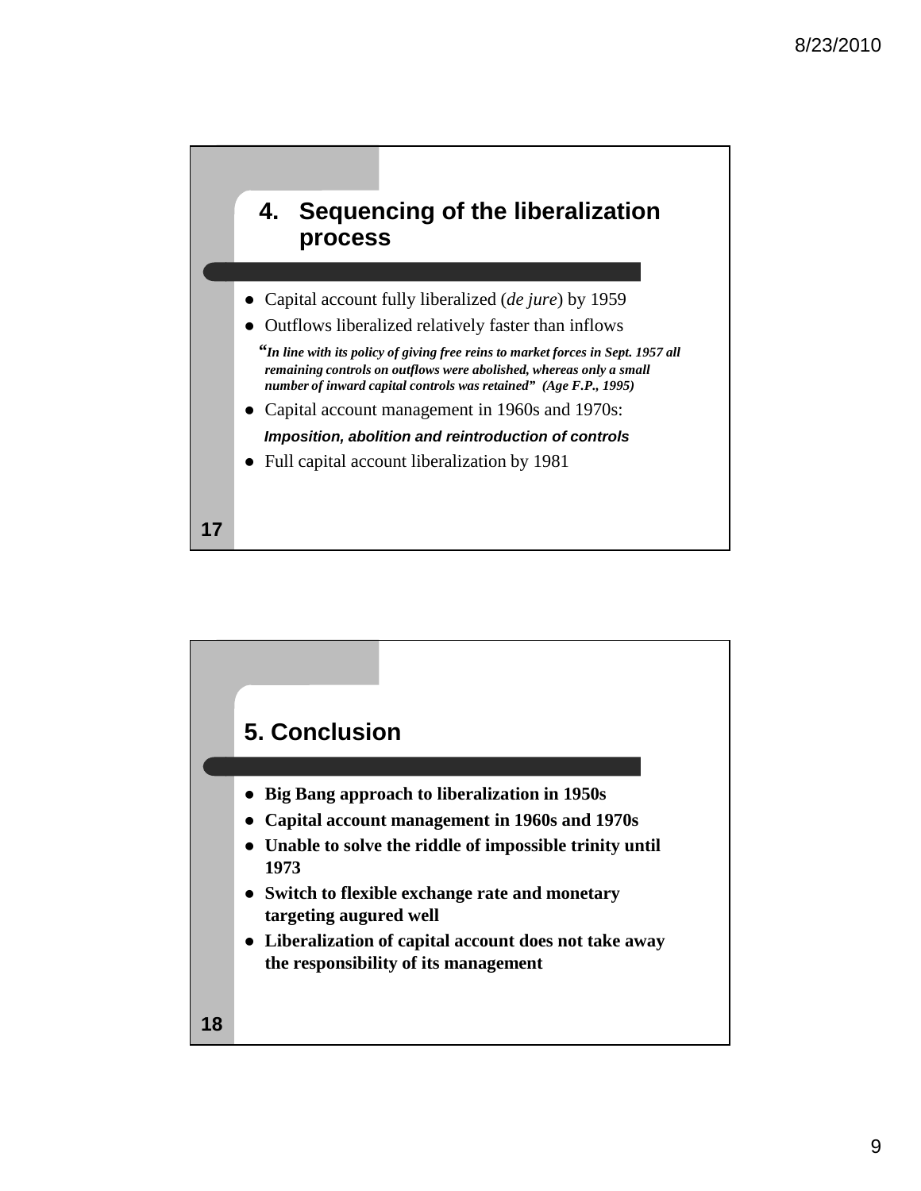## 4. Sequencing of the liberalization process

- Capital account fully liberalized (*de jure*) by 1959
- Outflows liberalized relatively faster than inflows

***"In line with its policy of giving free reins to market forces in Sept. 1957 all remaining controls on outflows were abolished, whereas only a small number of inward capital controls was retained" (Age F.P., 1995)***

- Capital account management in 1960s and 1970s:

***Imposition, abolition and reintroduction of controls***

- Full capital account liberalization by 1981

## 5. Conclusion

- **Big Bang approach to liberalization in 1950s**
- **Capital account management in 1960s and 1970s**
- **Unable to solve the riddle of impossible trinity until 1973**
- **Switch to flexible exchange rate and monetary targeting augured well**
- **Liberalization of capital account does not take away the responsibility of its management**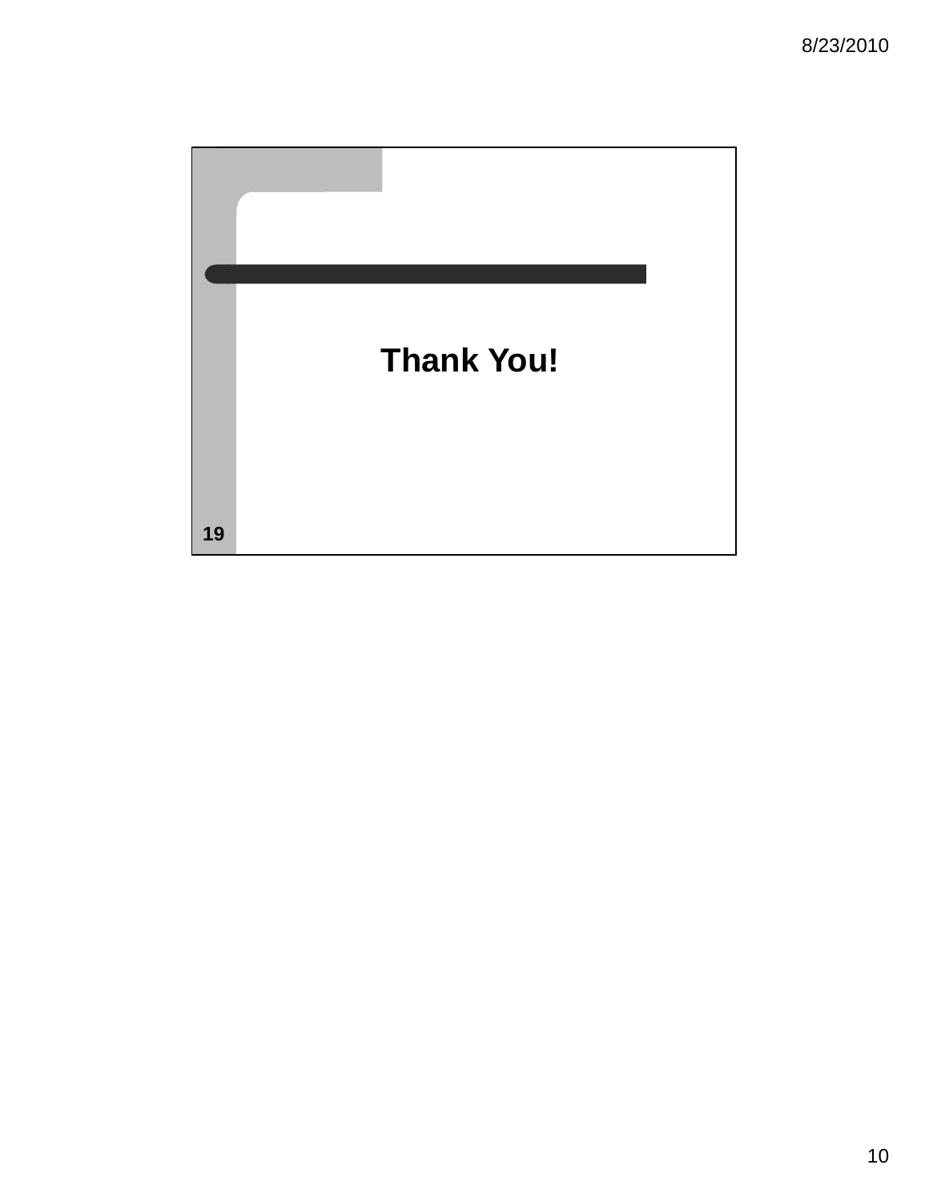**Thank You!**